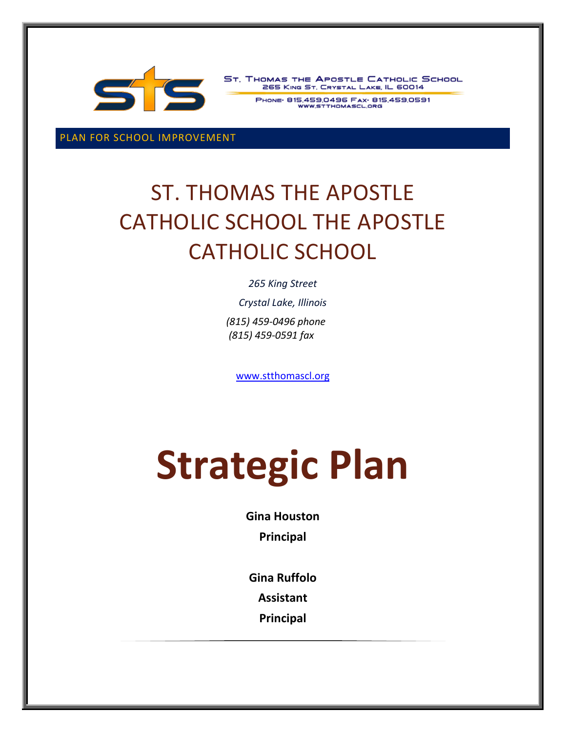ST. THOMAS THE APOSTLE CATHOLIC SCHOOL
265 KING ST. CRYSTAL LAKE, IL 60014

PHONE- 815.459.0496 FAX- 815.459.0591
WWW.STTHOMASCL.ORG

PLAN FOR SCHOOL IMPROVEMENT

# ST. THOMAS THE APOSTLE CATHOLIC SCHOOL THE APOSTLE CATHOLIC SCHOOL

*265 King Street*

*Crystal Lake, Illinois*

*(815) 459-0496 phone*
*(815) 459-0591 fax*

www.stthomascl.org

# Strategic Plan

**Gina Houston**

**Principal**

**Gina Ruffolo**

**Assistant**

**Principal**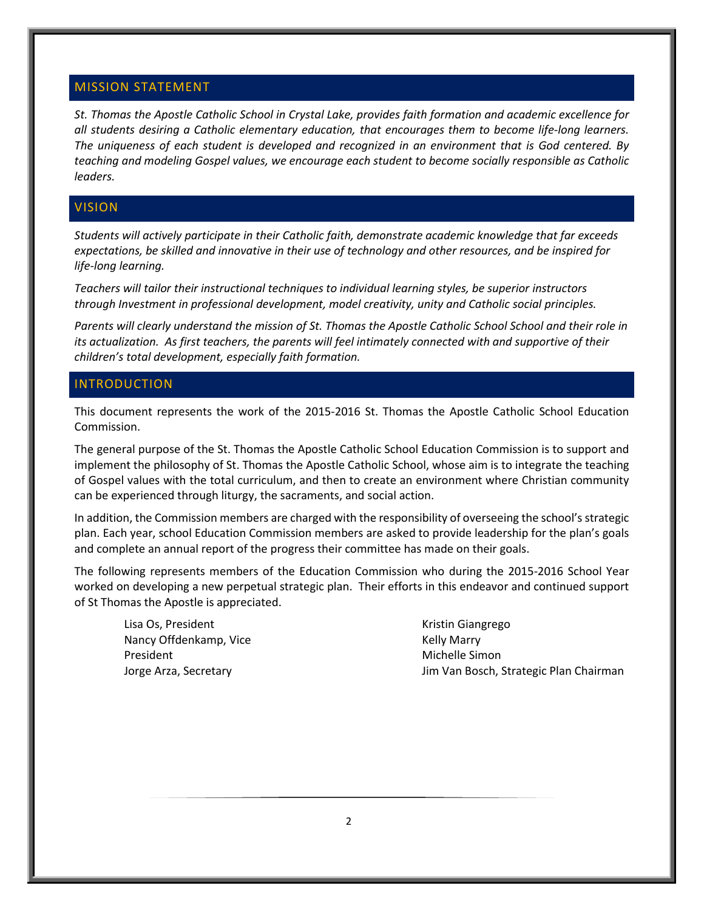## MISSION STATEMENT

*St. Thomas the Apostle Catholic School in Crystal Lake, provides faith formation and academic excellence for all students desiring a Catholic elementary education, that encourages them to become life-long learners. The uniqueness of each student is developed and recognized in an environment that is God centered. By teaching and modeling Gospel values, we encourage each student to become socially responsible as Catholic leaders.*

## VISION

*Students will actively participate in their Catholic faith, demonstrate academic knowledge that far exceeds expectations, be skilled and innovative in their use of technology and other resources, and be inspired for life-long learning.*

*Teachers will tailor their instructional techniques to individual learning styles, be superior instructors through Investment in professional development, model creativity, unity and Catholic social principles.*

*Parents will clearly understand the mission of St. Thomas the Apostle Catholic School School and their role in its actualization. As first teachers, the parents will feel intimately connected with and supportive of their children's total development, especially faith formation.*

## INTRODUCTION

This document represents the work of the 2015-2016 St. Thomas the Apostle Catholic School Education Commission.

The general purpose of the St. Thomas the Apostle Catholic School Education Commission is to support and implement the philosophy of St. Thomas the Apostle Catholic School, whose aim is to integrate the teaching of Gospel values with the total curriculum, and then to create an environment where Christian community can be experienced through liturgy, the sacraments, and social action.

In addition, the Commission members are charged with the responsibility of overseeing the school's strategic plan. Each year, school Education Commission members are asked to provide leadership for the plan's goals and complete an annual report of the progress their committee has made on their goals.

The following represents members of the Education Commission who during the 2015-2016 School Year worked on developing a new perpetual strategic plan. Their efforts in this endeavor and continued support of St Thomas the Apostle is appreciated.

Lisa Os, President
Nancy Offdenkamp, Vice President
Jorge Arza, Secretary
Kristin Giangrego
Kelly Marry
Michelle Simon
Jim Van Bosch, Strategic Plan Chairman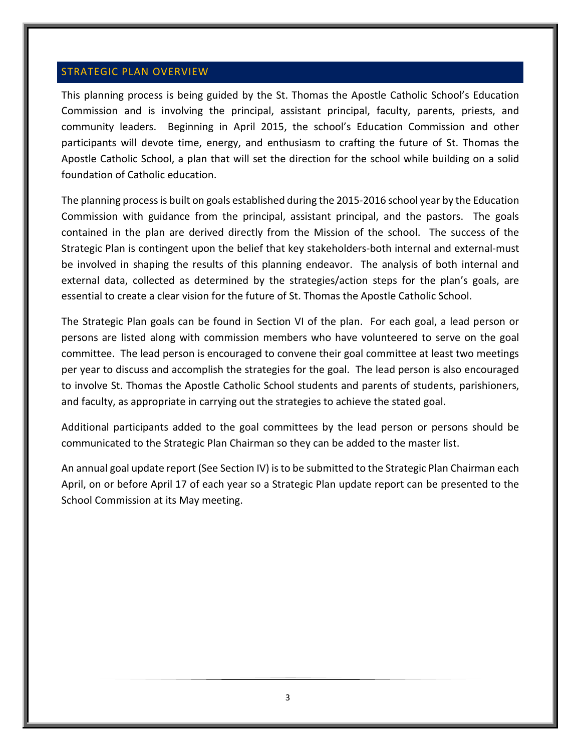## STRATEGIC PLAN OVERVIEW

This planning process is being guided by the St. Thomas the Apostle Catholic School's Education Commission and is involving the principal, assistant principal, faculty, parents, priests, and community leaders. Beginning in April 2015, the school's Education Commission and other participants will devote time, energy, and enthusiasm to crafting the future of St. Thomas the Apostle Catholic School, a plan that will set the direction for the school while building on a solid foundation of Catholic education.

The planning process is built on goals established during the 2015-2016 school year by the Education Commission with guidance from the principal, assistant principal, and the pastors. The goals contained in the plan are derived directly from the Mission of the school. The success of the Strategic Plan is contingent upon the belief that key stakeholders-both internal and external-must be involved in shaping the results of this planning endeavor. The analysis of both internal and external data, collected as determined by the strategies/action steps for the plan's goals, are essential to create a clear vision for the future of St. Thomas the Apostle Catholic School.

The Strategic Plan goals can be found in Section VI of the plan. For each goal, a lead person or persons are listed along with commission members who have volunteered to serve on the goal committee. The lead person is encouraged to convene their goal committee at least two meetings per year to discuss and accomplish the strategies for the goal. The lead person is also encouraged to involve St. Thomas the Apostle Catholic School students and parents of students, parishioners, and faculty, as appropriate in carrying out the strategies to achieve the stated goal.

Additional participants added to the goal committees by the lead person or persons should be communicated to the Strategic Plan Chairman so they can be added to the master list.

An annual goal update report (See Section IV) is to be submitted to the Strategic Plan Chairman each April, on or before April 17 of each year so a Strategic Plan update report can be presented to the School Commission at its May meeting.